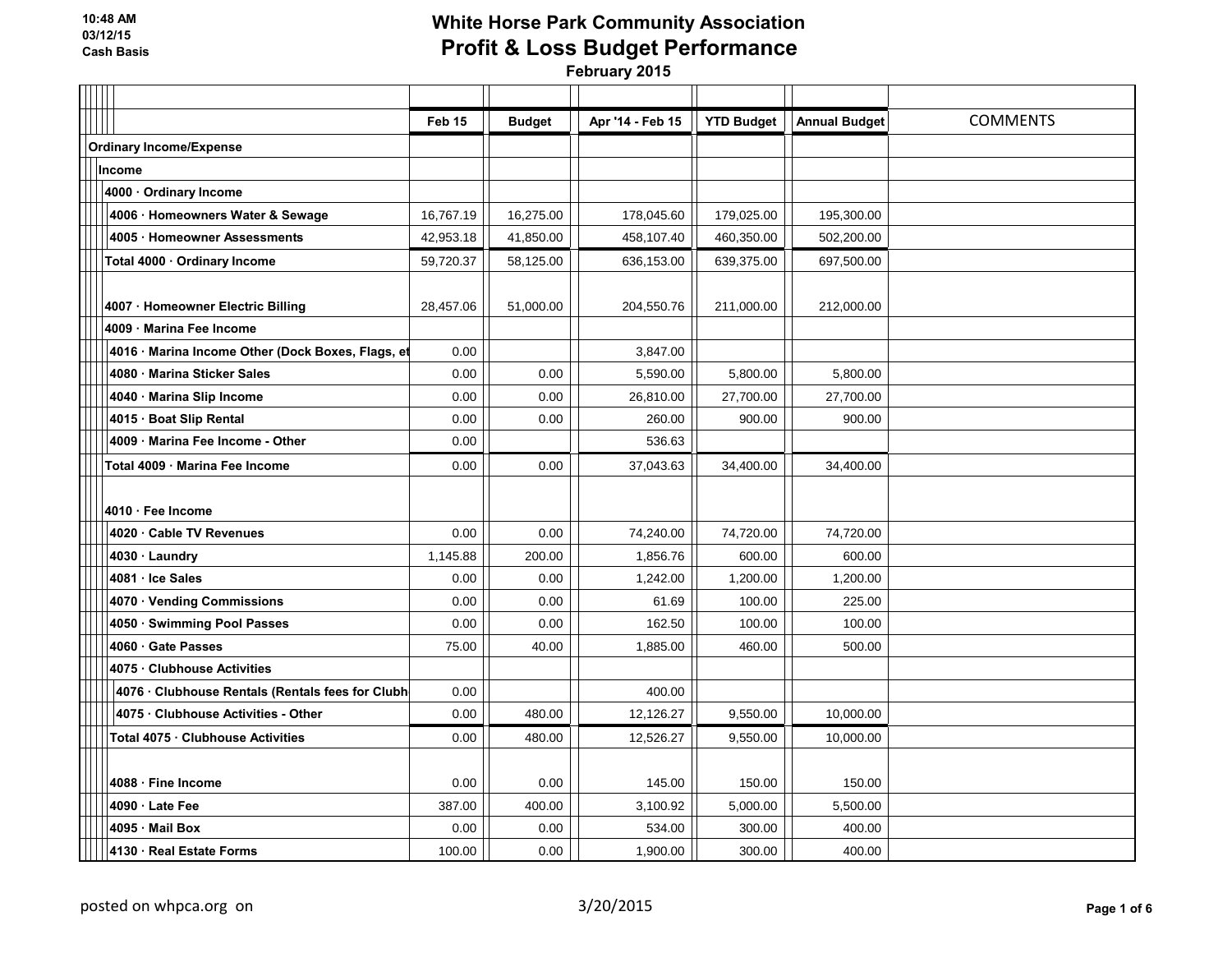10:48 AM
03/12/15
Cash Basis

# White Horse Park Community Association
## Profit & Loss Budget Performance
February 2015

| | Feb 15 | Budget | Apr '14 - Feb 15 | YTD Budget | Annual Budget | COMMENTS |
|---|---|---|---|---|---|---|
| **Ordinary Income/Expense** | | | | | | |
| **Income** | | | | | | |
| **4000 · Ordinary Income** | | | | | | |
| **4006 · Homeowners Water & Sewage** | 16,767.19 | 16,275.00 | 178,045.60 | 179,025.00 | 195,300.00 | |
| **4005 · Homeowner Assessments** | 42,953.18 | 41,850.00 | 458,107.40 | 460,350.00 | 502,200.00 | |
| **Total 4000 · Ordinary Income** | 59,720.37 | 58,125.00 | 636,153.00 | 639,375.00 | 697,500.00 | |
| **4007 · Homeowner Electric Billing** | 28,457.06 | 51,000.00 | 204,550.76 | 211,000.00 | 212,000.00 | |
| **4009 · Marina Fee Income** | | | | | | |
| **4016 · Marina Income Other (Dock Boxes, Flags, et** | 0.00 | | 3,847.00 | | | |
| **4080 · Marina Sticker Sales** | 0.00 | 0.00 | 5,590.00 | 5,800.00 | 5,800.00 | |
| **4040 · Marina Slip Income** | 0.00 | 0.00 | 26,810.00 | 27,700.00 | 27,700.00 | |
| **4015 · Boat Slip Rental** | 0.00 | 0.00 | 260.00 | 900.00 | 900.00 | |
| **4009 · Marina Fee Income - Other** | 0.00 | | 536.63 | | | |
| **Total 4009 · Marina Fee Income** | 0.00 | 0.00 | 37,043.63 | 34,400.00 | 34,400.00 | |
| **4010 · Fee Income** | | | | | | |
| **4020 · Cable TV Revenues** | 0.00 | 0.00 | 74,240.00 | 74,720.00 | 74,720.00 | |
| **4030 · Laundry** | 1,145.88 | 200.00 | 1,856.76 | 600.00 | 600.00 | |
| **4081 · Ice Sales** | 0.00 | 0.00 | 1,242.00 | 1,200.00 | 1,200.00 | |
| **4070 · Vending Commissions** | 0.00 | 0.00 | 61.69 | 100.00 | 225.00 | |
| **4050 · Swimming Pool Passes** | 0.00 | 0.00 | 162.50 | 100.00 | 100.00 | |
| **4060 · Gate Passes** | 75.00 | 40.00 | 1,885.00 | 460.00 | 500.00 | |
| **4075 · Clubhouse Activities** | | | | | | |
| **4076 · Clubhouse Rentals (Rentals fees for Clubh** | 0.00 | | 400.00 | | | |
| **4075 · Clubhouse Activities - Other** | 0.00 | 480.00 | 12,126.27 | 9,550.00 | 10,000.00 | |
| **Total 4075 · Clubhouse Activities** | 0.00 | 480.00 | 12,526.27 | 9,550.00 | 10,000.00 | |
| **4088 · Fine Income** | 0.00 | 0.00 | 145.00 | 150.00 | 150.00 | |
| **4090 · Late Fee** | 387.00 | 400.00 | 3,100.92 | 5,000.00 | 5,500.00 | |
| **4095 · Mail Box** | 0.00 | 0.00 | 534.00 | 300.00 | 400.00 | |
| **4130 · Real Estate Forms** | 100.00 | 0.00 | 1,900.00 | 300.00 | 400.00 | |

posted on whpca.org on 3/20/2015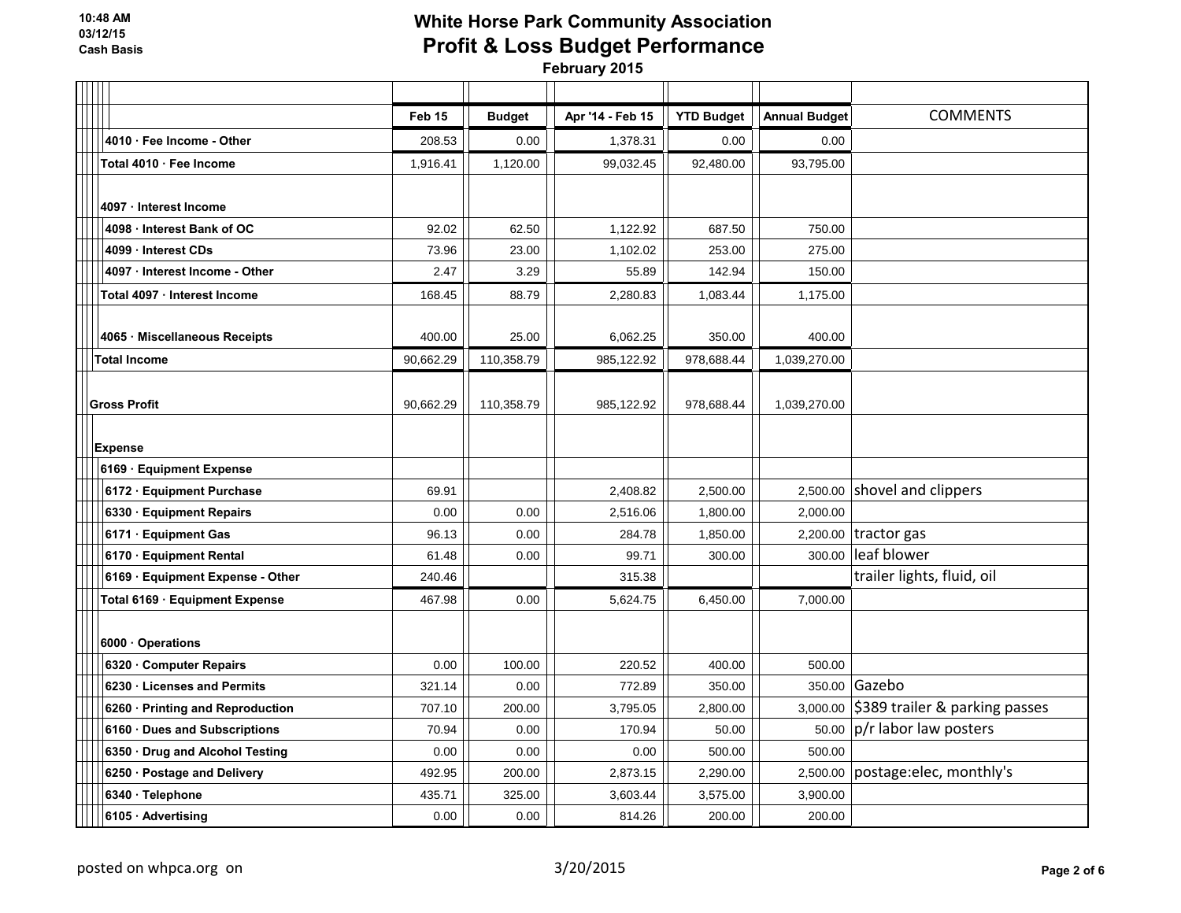# White Horse Park Community Association

## Profit & Loss Budget Performance

**February 2015**

10:48 AM
03/12/15
Cash Basis

| | Feb 15 | Budget | Apr '14 - Feb 15 | YTD Budget | Annual Budget | COMMENTS |
|---|---|---|---|---|---|---|
| 4010 · Fee Income - Other | 208.53 | 0.00 | 1,378.31 | 0.00 | 0.00 | |
| Total 4010 · Fee Income | 1,916.41 | 1,120.00 | 99,032.45 | 92,480.00 | 93,795.00 | |
| 4097 · Interest Income | | | | | | |
| 4098 · Interest Bank of OC | 92.02 | 62.50 | 1,122.92 | 687.50 | 750.00 | |
| 4099 · Interest CDs | 73.96 | 23.00 | 1,102.02 | 253.00 | 275.00 | |
| 4097 · Interest Income - Other | 2.47 | 3.29 | 55.89 | 142.94 | 150.00 | |
| Total 4097 · Interest Income | 168.45 | 88.79 | 2,280.83 | 1,083.44 | 1,175.00 | |
| 4065 · Miscellaneous Receipts | 400.00 | 25.00 | 6,062.25 | 350.00 | 400.00 | |
| Total Income | 90,662.29 | 110,358.79 | 985,122.92 | 978,688.44 | 1,039,270.00 | |
| Gross Profit | 90,662.29 | 110,358.79 | 985,122.92 | 978,688.44 | 1,039,270.00 | |
| Expense | | | | | | |
| 6169 · Equipment Expense | | | | | | |
| 6172 · Equipment Purchase | 69.91 | | 2,408.82 | 2,500.00 | 2,500.00 | shovel and clippers |
| 6330 · Equipment Repairs | 0.00 | 0.00 | 2,516.06 | 1,800.00 | 2,000.00 | |
| 6171 · Equipment Gas | 96.13 | 0.00 | 284.78 | 1,850.00 | 2,200.00 | tractor gas |
| 6170 · Equipment Rental | 61.48 | 0.00 | 99.71 | 300.00 | 300.00 | leaf blower |
| 6169 · Equipment Expense - Other | 240.46 | | 315.38 | | | trailer lights, fluid, oil |
| Total 6169 · Equipment Expense | 467.98 | 0.00 | 5,624.75 | 6,450.00 | 7,000.00 | |
| 6000 · Operations | | | | | | |
| 6320 · Computer Repairs | 0.00 | 100.00 | 220.52 | 400.00 | 500.00 | |
| 6230 · Licenses and Permits | 321.14 | 0.00 | 772.89 | 350.00 | 350.00 | Gazebo |
| 6260 · Printing and Reproduction | 707.10 | 200.00 | 3,795.05 | 2,800.00 | 3,000.00 | $389 trailer & parking passes |
| 6160 · Dues and Subscriptions | 70.94 | 0.00 | 170.94 | 50.00 | 50.00 | p/r labor law posters |
| 6350 · Drug and Alcohol Testing | 0.00 | 0.00 | 0.00 | 500.00 | 500.00 | |
| 6250 · Postage and Delivery | 492.95 | 200.00 | 2,873.15 | 2,290.00 | 2,500.00 | postage:elec, monthly's |
| 6340 · Telephone | 435.71 | 325.00 | 3,603.44 | 3,575.00 | 3,900.00 | |
| 6105 · Advertising | 0.00 | 0.00 | 814.26 | 200.00 | 200.00 | |

posted on whpca.org on 3/20/2015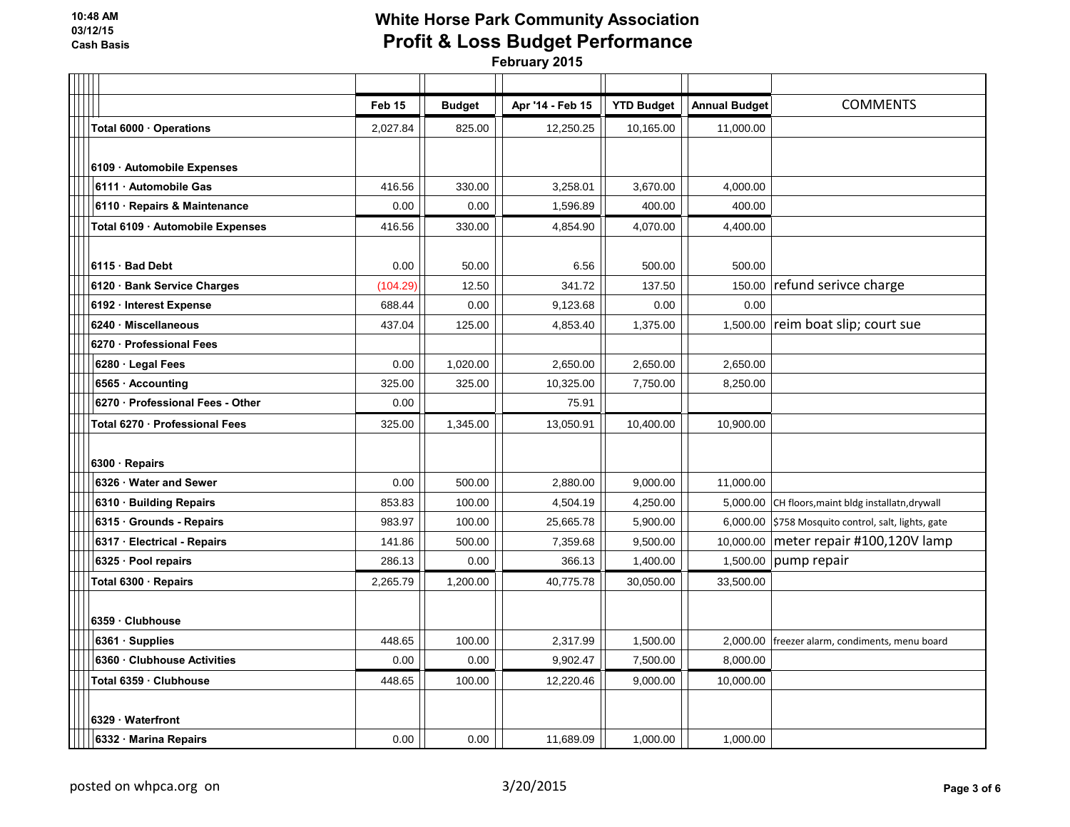# White Horse Park Community Association
## Profit & Loss Budget Performance
### February 2015

10:48 AM
03/12/15
Cash Basis

| | Feb 15 | Budget | Apr '14 - Feb 15 | YTD Budget | Annual Budget | COMMENTS |
|---|---|---|---|---|---|---|
| **Total 6000 · Operations** | 2,027.84 | 825.00 | 12,250.25 | 10,165.00 | 11,000.00 | |
| **6109 · Automobile Expenses** | | | | | | |
| **6111 · Automobile Gas** | 416.56 | 330.00 | 3,258.01 | 3,670.00 | 4,000.00 | |
| **6110 · Repairs & Maintenance** | 0.00 | 0.00 | 1,596.89 | 400.00 | 400.00 | |
| **Total 6109 · Automobile Expenses** | 416.56 | 330.00 | 4,854.90 | 4,070.00 | 4,400.00 | |
| **6115 · Bad Debt** | 0.00 | 50.00 | 6.56 | 500.00 | 500.00 | |
| **6120 · Bank Service Charges** | (104.29) | 12.50 | 341.72 | 137.50 | 150.00 | refund serivce charge |
| **6192 · Interest Expense** | 688.44 | 0.00 | 9,123.68 | 0.00 | 0.00 | |
| **6240 · Miscellaneous** | 437.04 | 125.00 | 4,853.40 | 1,375.00 | 1,500.00 | reim boat slip; court sue |
| **6270 · Professional Fees** | | | | | | |
| **6280 · Legal Fees** | 0.00 | 1,020.00 | 2,650.00 | 2,650.00 | 2,650.00 | |
| **6565 · Accounting** | 325.00 | 325.00 | 10,325.00 | 7,750.00 | 8,250.00 | |
| **6270 · Professional Fees - Other** | 0.00 | | 75.91 | | | |
| **Total 6270 · Professional Fees** | 325.00 | 1,345.00 | 13,050.91 | 10,400.00 | 10,900.00 | |
| **6300 · Repairs** | | | | | | |
| **6326 · Water and Sewer** | 0.00 | 500.00 | 2,880.00 | 9,000.00 | 11,000.00 | |
| **6310 · Building Repairs** | 853.83 | 100.00 | 4,504.19 | 4,250.00 | 5,000.00 | CH floors,maint bldg installatn,drywall |
| **6315 · Grounds - Repairs** | 983.97 | 100.00 | 25,665.78 | 5,900.00 | 6,000.00 | $758 Mosquito control, salt, lights, gate |
| **6317 · Electrical - Repairs** | 141.86 | 500.00 | 7,359.68 | 9,500.00 | 10,000.00 | meter repair #100,120V lamp |
| **6325 · Pool repairs** | 286.13 | 0.00 | 366.13 | 1,400.00 | 1,500.00 | pump repair |
| **Total 6300 · Repairs** | 2,265.79 | 1,200.00 | 40,775.78 | 30,050.00 | 33,500.00 | |
| **6359 · Clubhouse** | | | | | | |
| **6361 · Supplies** | 448.65 | 100.00 | 2,317.99 | 1,500.00 | 2,000.00 | freezer alarm, condiments, menu board |
| **6360 · Clubhouse Activities** | 0.00 | 0.00 | 9,902.47 | 7,500.00 | 8,000.00 | |
| **Total 6359 · Clubhouse** | 448.65 | 100.00 | 12,220.46 | 9,000.00 | 10,000.00 | |
| **6329 · Waterfront** | | | | | | |
| **6332 · Marina Repairs** | 0.00 | 0.00 | 11,689.09 | 1,000.00 | 1,000.00 | |

posted on whpca.org on 3/20/2015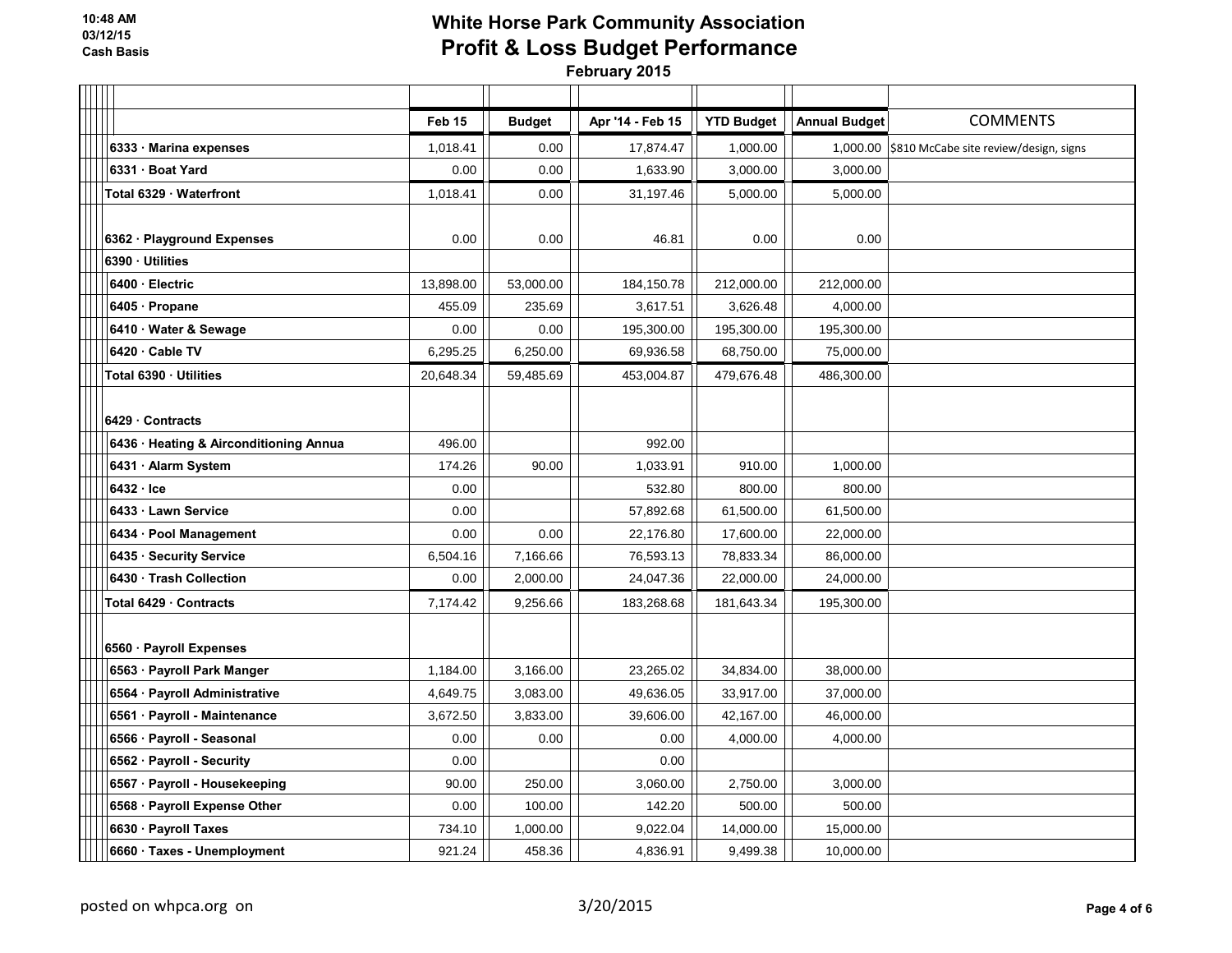10:48 AM
03/12/15
Cash Basis

# White Horse Park Community Association
## Profit & Loss Budget Performance
### February 2015

| | Feb 15 | Budget | Apr '14 - Feb 15 | YTD Budget | Annual Budget | COMMENTS |
|---|---|---|---|---|---|---|
| 6333 · Marina expenses | 1,018.41 | 0.00 | 17,874.47 | 1,000.00 | 1,000.00 | $810 McCabe site review/design, signs |
| 6331 · Boat Yard | 0.00 | 0.00 | 1,633.90 | 3,000.00 | 3,000.00 | |
| Total 6329 · Waterfront | 1,018.41 | 0.00 | 31,197.46 | 5,000.00 | 5,000.00 | |
| 6362 · Playground Expenses | 0.00 | 0.00 | 46.81 | 0.00 | 0.00 | |
| 6390 · Utilities | | | | | | |
| 6400 · Electric | 13,898.00 | 53,000.00 | 184,150.78 | 212,000.00 | 212,000.00 | |
| 6405 · Propane | 455.09 | 235.69 | 3,617.51 | 3,626.48 | 4,000.00 | |
| 6410 · Water & Sewage | 0.00 | 0.00 | 195,300.00 | 195,300.00 | 195,300.00 | |
| 6420 · Cable TV | 6,295.25 | 6,250.00 | 69,936.58 | 68,750.00 | 75,000.00 | |
| Total 6390 · Utilities | 20,648.34 | 59,485.69 | 453,004.87 | 479,676.48 | 486,300.00 | |
| 6429 · Contracts | | | | | | |
| 6436 · Heating & Airconditioning Annua | 496.00 | | 992.00 | | | |
| 6431 · Alarm System | 174.26 | 90.00 | 1,033.91 | 910.00 | 1,000.00 | |
| 6432 · Ice | 0.00 | | 532.80 | 800.00 | 800.00 | |
| 6433 · Lawn Service | 0.00 | | 57,892.68 | 61,500.00 | 61,500.00 | |
| 6434 · Pool Management | 0.00 | 0.00 | 22,176.80 | 17,600.00 | 22,000.00 | |
| 6435 · Security Service | 6,504.16 | 7,166.66 | 76,593.13 | 78,833.34 | 86,000.00 | |
| 6430 · Trash Collection | 0.00 | 2,000.00 | 24,047.36 | 22,000.00 | 24,000.00 | |
| Total 6429 · Contracts | 7,174.42 | 9,256.66 | 183,268.68 | 181,643.34 | 195,300.00 | |
| 6560 · Payroll Expenses | | | | | | |
| 6563 · Payroll Park Manger | 1,184.00 | 3,166.00 | 23,265.02 | 34,834.00 | 38,000.00 | |
| 6564 · Payroll Administrative | 4,649.75 | 3,083.00 | 49,636.05 | 33,917.00 | 37,000.00 | |
| 6561 · Payroll - Maintenance | 3,672.50 | 3,833.00 | 39,606.00 | 42,167.00 | 46,000.00 | |
| 6566 · Payroll - Seasonal | 0.00 | 0.00 | 0.00 | 4,000.00 | 4,000.00 | |
| 6562 · Payroll - Security | 0.00 | | 0.00 | | | |
| 6567 · Payroll - Housekeeping | 90.00 | 250.00 | 3,060.00 | 2,750.00 | 3,000.00 | |
| 6568 · Payroll Expense Other | 0.00 | 100.00 | 142.20 | 500.00 | 500.00 | |
| 6630 · Payroll Taxes | 734.10 | 1,000.00 | 9,022.04 | 14,000.00 | 15,000.00 | |
| 6660 · Taxes - Unemployment | 921.24 | 458.36 | 4,836.91 | 9,499.38 | 10,000.00 | |

posted on whpca.org on 3/20/2015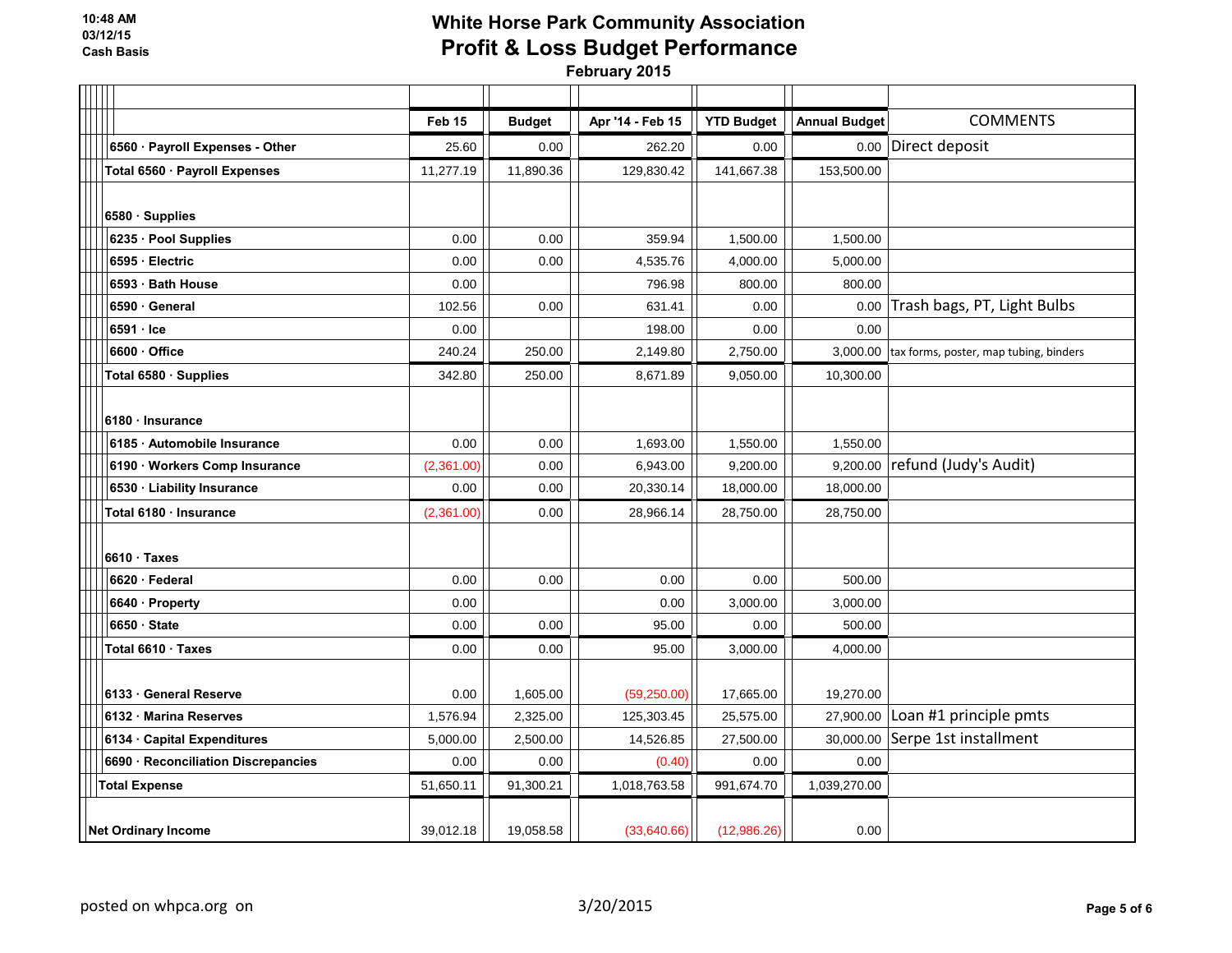10:48 AM
03/12/15
Cash Basis

# White Horse Park Community Association
## Profit & Loss Budget Performance
### February 2015

| | Feb 15 | Budget | Apr '14 - Feb 15 | YTD Budget | Annual Budget | COMMENTS |
|---|---|---|---|---|---|---|
| 6560 · Payroll Expenses - Other | 25.60 | 0.00 | 262.20 | 0.00 | 0.00 | Direct deposit |
| Total 6560 · Payroll Expenses | 11,277.19 | 11,890.36 | 129,830.42 | 141,667.38 | 153,500.00 | |
| 6580 · Supplies | | | | | | |
| 6235 · Pool Supplies | 0.00 | 0.00 | 359.94 | 1,500.00 | 1,500.00 | |
| 6595 · Electric | 0.00 | 0.00 | 4,535.76 | 4,000.00 | 5,000.00 | |
| 6593 · Bath House | 0.00 | | 796.98 | 800.00 | 800.00 | |
| 6590 · General | 102.56 | 0.00 | 631.41 | 0.00 | 0.00 | Trash bags, PT, Light Bulbs |
| 6591 · Ice | 0.00 | | 198.00 | 0.00 | 0.00 | |
| 6600 · Office | 240.24 | 250.00 | 2,149.80 | 2,750.00 | 3,000.00 | tax forms, poster, map tubing, binders |
| Total 6580 · Supplies | 342.80 | 250.00 | 8,671.89 | 9,050.00 | 10,300.00 | |
| 6180 · Insurance | | | | | | |
| 6185 · Automobile Insurance | 0.00 | 0.00 | 1,693.00 | 1,550.00 | 1,550.00 | |
| 6190 · Workers Comp Insurance | (2,361.00) | 0.00 | 6,943.00 | 9,200.00 | 9,200.00 | refund (Judy's Audit) |
| 6530 · Liability Insurance | 0.00 | 0.00 | 20,330.14 | 18,000.00 | 18,000.00 | |
| Total 6180 · Insurance | (2,361.00) | 0.00 | 28,966.14 | 28,750.00 | 28,750.00 | |
| 6610 · Taxes | | | | | | |
| 6620 · Federal | 0.00 | 0.00 | 0.00 | 0.00 | 500.00 | |
| 6640 · Property | 0.00 | | 0.00 | 3,000.00 | 3,000.00 | |
| 6650 · State | 0.00 | 0.00 | 95.00 | 0.00 | 500.00 | |
| Total 6610 · Taxes | 0.00 | 0.00 | 95.00 | 3,000.00 | 4,000.00 | |
| 6133 · General Reserve | 0.00 | 1,605.00 | (59,250.00) | 17,665.00 | 19,270.00 | |
| 6132 · Marina Reserves | 1,576.94 | 2,325.00 | 125,303.45 | 25,575.00 | 27,900.00 | Loan #1 principle pmts |
| 6134 · Capital Expenditures | 5,000.00 | 2,500.00 | 14,526.85 | 27,500.00 | 30,000.00 | Serpe 1st installment |
| 6690 · Reconciliation Discrepancies | 0.00 | 0.00 | (0.40) | 0.00 | 0.00 | |
| Total Expense | 51,650.11 | 91,300.21 | 1,018,763.58 | 991,674.70 | 1,039,270.00 | |
| Net Ordinary Income | 39,012.18 | 19,058.58 | (33,640.66) | (12,986.26) | 0.00 | |

posted on whpca.org on 3/20/2015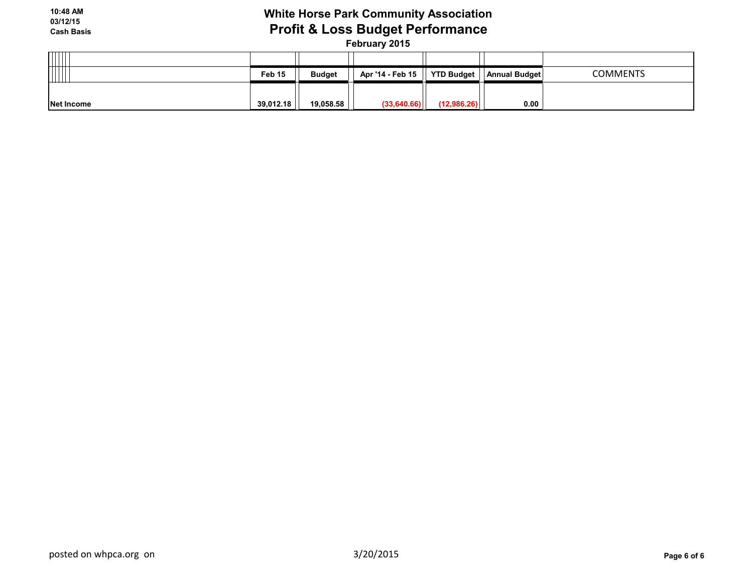10:48 AM
03/12/15
Cash Basis

# White Horse Park Community Association
## Profit & Loss Budget Performance
### February 2015

| | Feb 15 | Budget | Apr '14 - Feb 15 | YTD Budget | Annual Budget | COMMENTS |
|---|---|---|---|---|---|---|
| **Net Income** | **39,012.18** | **19,058.58** | **(33,640.66)** | **(12,986.26)** | **0.00** | |

posted on whpca.org on 3/20/2015